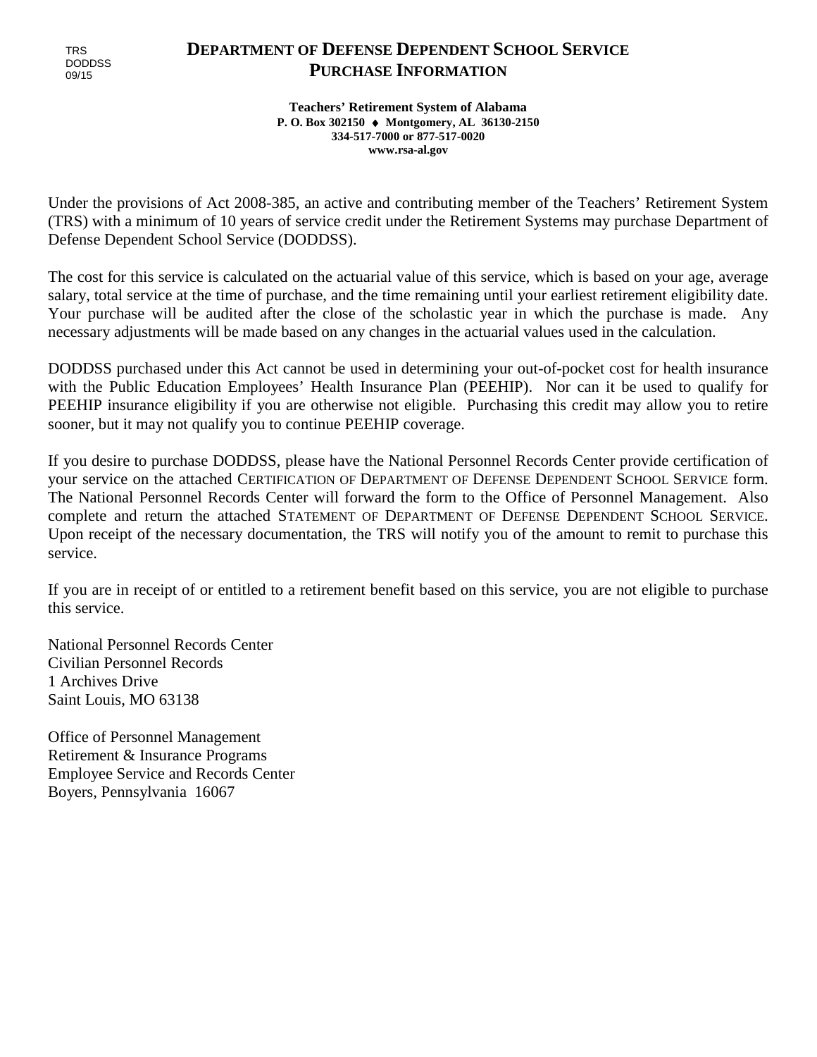TRS
DODDSS
09/15

# DEPARTMENT OF DEFENSE DEPENDENT SCHOOL SERVICE PURCHASE INFORMATION

**Teachers' Retirement System of Alabama**
**P. O. Box 302150 ♦ Montgomery, AL 36130-2150**
**334-517-7000 or 877-517-0020**
**www.rsa-al.gov**

Under the provisions of Act 2008-385, an active and contributing member of the Teachers' Retirement System (TRS) with a minimum of 10 years of service credit under the Retirement Systems may purchase Department of Defense Dependent School Service (DODDSS).

The cost for this service is calculated on the actuarial value of this service, which is based on your age, average salary, total service at the time of purchase, and the time remaining until your earliest retirement eligibility date. Your purchase will be audited after the close of the scholastic year in which the purchase is made. Any necessary adjustments will be made based on any changes in the actuarial values used in the calculation.

DODDSS purchased under this Act cannot be used in determining your out-of-pocket cost for health insurance with the Public Education Employees' Health Insurance Plan (PEEHIP). Nor can it be used to qualify for PEEHIP insurance eligibility if you are otherwise not eligible. Purchasing this credit may allow you to retire sooner, but it may not qualify you to continue PEEHIP coverage.

If you desire to purchase DODDSS, please have the National Personnel Records Center provide certification of your service on the attached CERTIFICATION OF DEPARTMENT OF DEFENSE DEPENDENT SCHOOL SERVICE form. The National Personnel Records Center will forward the form to the Office of Personnel Management. Also complete and return the attached STATEMENT OF DEPARTMENT OF DEFENSE DEPENDENT SCHOOL SERVICE. Upon receipt of the necessary documentation, the TRS will notify you of the amount to remit to purchase this service.

If you are in receipt of or entitled to a retirement benefit based on this service, you are not eligible to purchase this service.

National Personnel Records Center
Civilian Personnel Records
1 Archives Drive
Saint Louis, MO 63138

Office of Personnel Management
Retirement & Insurance Programs
Employee Service and Records Center
Boyers, Pennsylvania 16067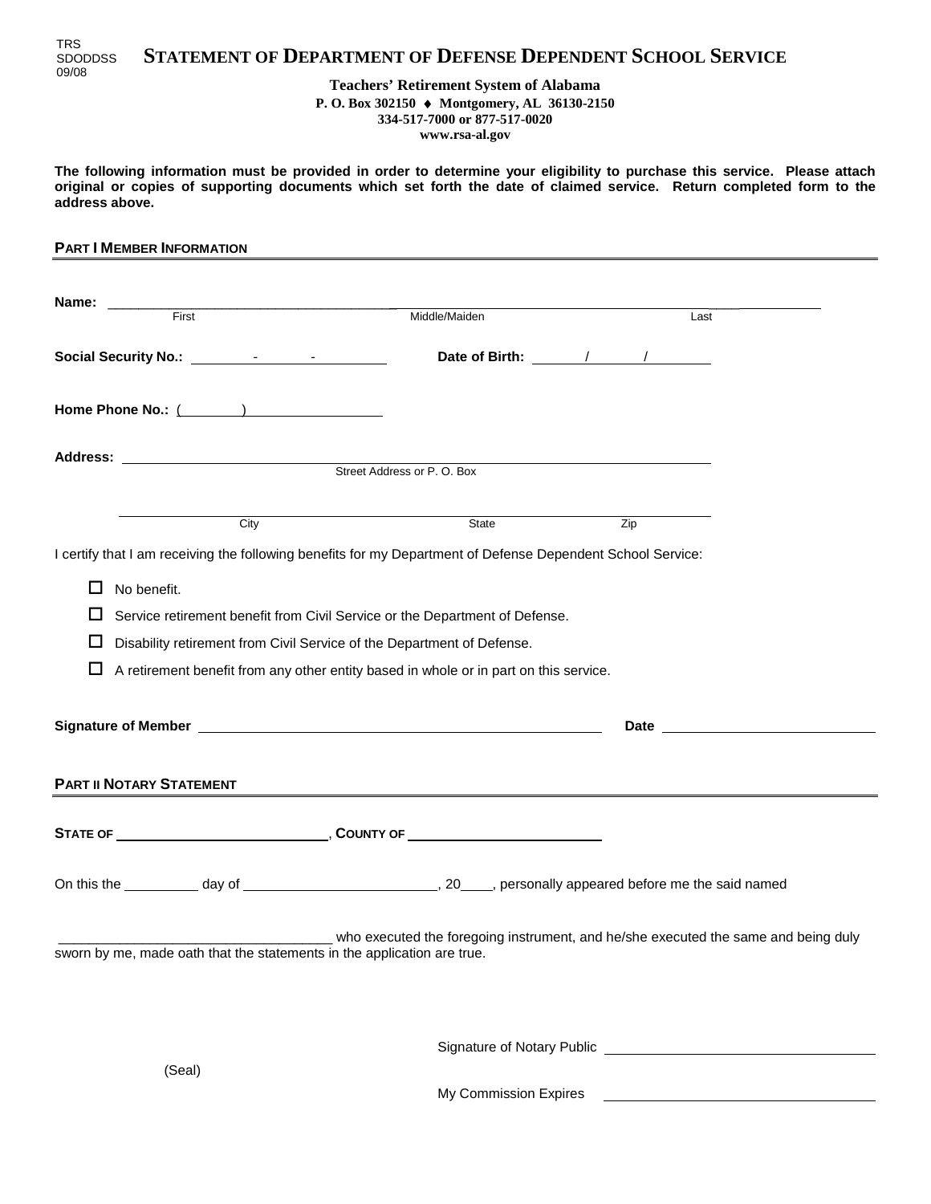TRS
SDODDSS
09/08

# STATEMENT OF DEPARTMENT OF DEFENSE DEPENDENT SCHOOL SERVICE

**Teachers' Retirement System of Alabama**
**P. O. Box 302150 ♦ Montgomery, AL 36130-2150**
**334-517-7000 or 877-517-0020**
**www.rsa-al.gov**

**The following information must be provided in order to determine your eligibility to purchase this service. Please attach original or copies of supporting documents which set forth the date of claimed service. Return completed form to the address above.**

## PART I MEMBER INFORMATION

**Name:** ______________________________________________________________
First  Middle/Maiden  Last

**Social Security No.:** _______ - _______ - _______  **Date of Birth:** _____ / _____ / _______

**Home Phone No.:** ( ______ ) ______________

**Address:** ______________________________________________________________
Street Address or P. O. Box

______________________________________________________________
City  State  Zip

I certify that I am receiving the following benefits for my Department of Defense Dependent School Service:

- ☐ No benefit.
- ☐ Service retirement benefit from Civil Service or the Department of Defense.
- ☐ Disability retirement from Civil Service of the Department of Defense.
- ☐ A retirement benefit from any other entity based in whole or in part on this service.

**Signature of Member** ________________________________________ **Date** ____________________

## PART II NOTARY STATEMENT

**STATE OF** ____________________, **COUNTY OF** ____________________

On this the ________ day of ____________________, 20____, personally appeared before me the said named

______________________________ who executed the foregoing instrument, and he/she executed the same and being duly sworn by me, made oath that the statements in the application are true.

Signature of Notary Public ______________________________

(Seal)

My Commission Expires ______________________________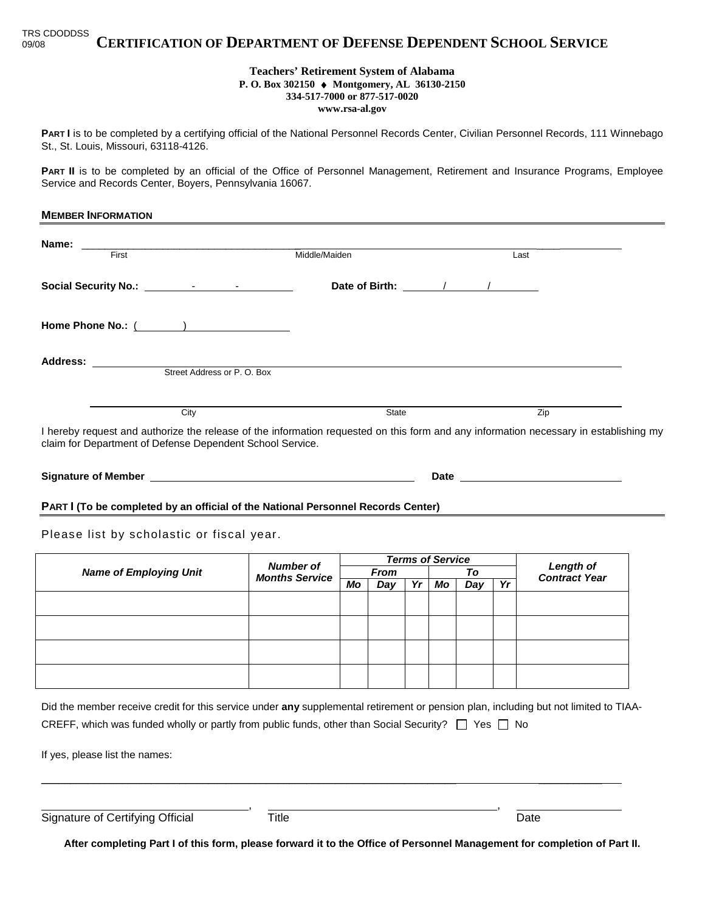TRS CDODDSS
09/08

# CERTIFICATION OF DEPARTMENT OF DEFENSE DEPENDENT SCHOOL SERVICE

**Teachers' Retirement System of Alabama**
**P. O. Box 302150 ♦ Montgomery, AL 36130-2150**
**334-517-7000 or 877-517-0020**
**www.rsa-al.gov**

**PART I** is to be completed by a certifying official of the National Personnel Records Center, Civilian Personnel Records, 111 Winnebago St., St. Louis, Missouri, 63118-4126.

**PART II** is to be completed by an official of the Office of Personnel Management, Retirement and Insurance Programs, Employee Service and Records Center, Boyers, Pennsylvania 16067.

## MEMBER INFORMATION

**Name:** ______________________________________________________________
First Middle/Maiden Last

**Social Security No.:** ______ - ______ - ______ **Date of Birth:** ______ / ______ / ______

**Home Phone No.:** ( ______ ) ______________

**Address:** ______________________________________________________________
Street Address or P. O. Box

______________________________________________________________
City State Zip

I hereby request and authorize the release of the information requested on this form and any information necessary in establishing my claim for Department of Defense Dependent School Service.

**Signature of Member** ______________________________ **Date** ______________

## PART I (To be completed by an official of the National Personnel Records Center)

Please list by scholastic or fiscal year.

| *Name of Employing Unit* | *Number of Months Service* | *Terms of Service* | | | | | | *Length of Contract Year* |
|---|---|---|---|---|---|---|---|---|
| | | *From* | | | *To* | | | |
| | | *Mo* | *Day* | *Yr* | *Mo* | *Day* | *Yr* | |
| | | | | | | | | |
| | | | | | | | | |
| | | | | | | | | |
| | | | | | | | | |

Did the member receive credit for this service under **any** supplemental retirement or pension plan, including but not limited to TIAA-CREFF, which was funded wholly or partly from public funds, other than Social Security? ☐ Yes ☐ No

If yes, please list the names:

______________________________________________________________

______________________________, ______________________________, ______________
Signature of Certifying Official Title Date

**After completing Part I of this form, please forward it to the Office of Personnel Management for completion of Part II.**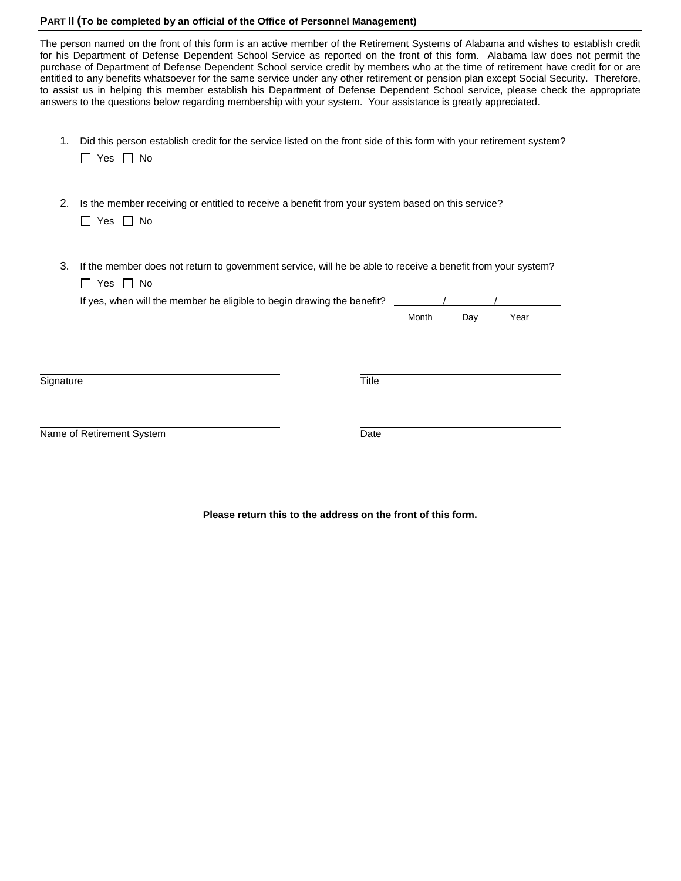## PART II (To be completed by an official of the Office of Personnel Management)

The person named on the front of this form is an active member of the Retirement Systems of Alabama and wishes to establish credit for his Department of Defense Dependent School Service as reported on the front of this form. Alabama law does not permit the purchase of Department of Defense Dependent School service credit by members who at the time of retirement have credit for or are entitled to any benefits whatsoever for the same service under any other retirement or pension plan except Social Security. Therefore, to assist us in helping this member establish his Department of Defense Dependent School service, please check the appropriate answers to the questions below regarding membership with your system. Your assistance is greatly appreciated.

1. Did this person establish credit for the service listed on the front side of this form with your retirement system?

   ☐ Yes ☐ No

2. Is the member receiving or entitled to receive a benefit from your system based on this service?

   ☐ Yes ☐ No

3. If the member does not return to government service, will he be able to receive a benefit from your system?

   ☐ Yes ☐ No

   If yes, when will the member be eligible to begin drawing the benefit? \_\_\_\_\_\_\_\_ / \_\_\_\_\_\_\_\_ / \_\_\_\_\_\_\_\_

   Month Day Year

\_\_\_\_\_\_\_\_\_\_\_\_\_\_\_\_\_\_\_\_\_\_\_\_\_\_\_\_\_\_
Signature

\_\_\_\_\_\_\_\_\_\_\_\_\_\_\_\_\_\_\_\_\_\_\_\_\_\_\_\_\_\_
Title

\_\_\_\_\_\_\_\_\_\_\_\_\_\_\_\_\_\_\_\_\_\_\_\_\_\_\_\_\_\_
Name of Retirement System

\_\_\_\_\_\_\_\_\_\_\_\_\_\_\_\_\_\_\_\_\_\_\_\_\_\_\_\_\_\_
Date

**Please return this to the address on the front of this form.**